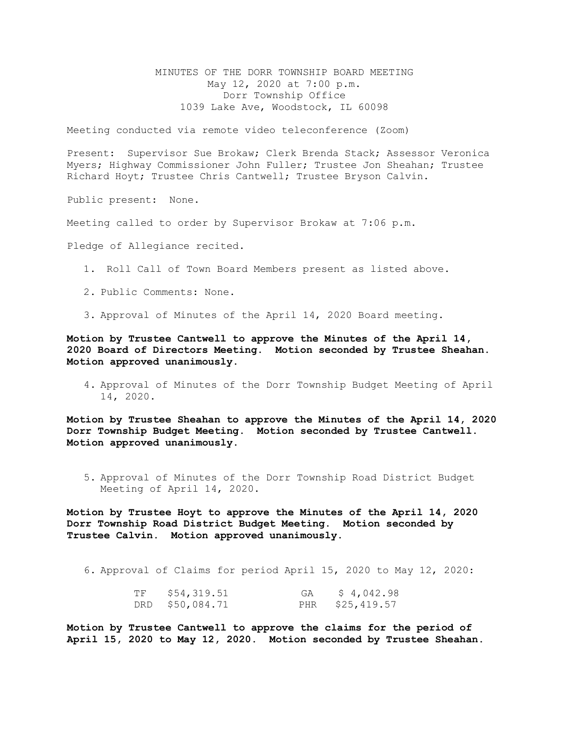MINUTES OF THE DORR TOWNSHIP BOARD MEETING
May 12, 2020 at 7:00 p.m.
Dorr Township Office
1039 Lake Ave, Woodstock, IL 60098

Meeting conducted via remote video teleconference (Zoom)

Present: Supervisor Sue Brokaw; Clerk Brenda Stack; Assessor Veronica Myers; Highway Commissioner John Fuller; Trustee Jon Sheahan; Trustee Richard Hoyt; Trustee Chris Cantwell; Trustee Bryson Calvin.

Public present: None.

Meeting called to order by Supervisor Brokaw at 7:06 p.m.

Pledge of Allegiance recited.

1. Roll Call of Town Board Members present as listed above.

2. Public Comments: None.

3. Approval of Minutes of the April 14, 2020 Board meeting.

**Motion by Trustee Cantwell to approve the Minutes of the April 14, 2020 Board of Directors Meeting. Motion seconded by Trustee Sheahan. Motion approved unanimously.**

4. Approval of Minutes of the Dorr Township Budget Meeting of April 14, 2020.

**Motion by Trustee Sheahan to approve the Minutes of the April 14, 2020 Dorr Township Budget Meeting. Motion seconded by Trustee Cantwell. Motion approved unanimously.**

5. Approval of Minutes of the Dorr Township Road District Budget Meeting of April 14, 2020.

**Motion by Trustee Hoyt to approve the Minutes of the April 14, 2020 Dorr Township Road District Budget Meeting. Motion seconded by Trustee Calvin. Motion approved unanimously.**

6. Approval of Claims for period April 15, 2020 to May 12, 2020:

| | | | |
|---|---|---|---|
| TF | \$54,319.51 | GA | \$ 4,042.98 |
| DRD | \$50,084.71 | PHR | \$25,419.57 |

**Motion by Trustee Cantwell to approve the claims for the period of April 15, 2020 to May 12, 2020. Motion seconded by Trustee Sheahan.**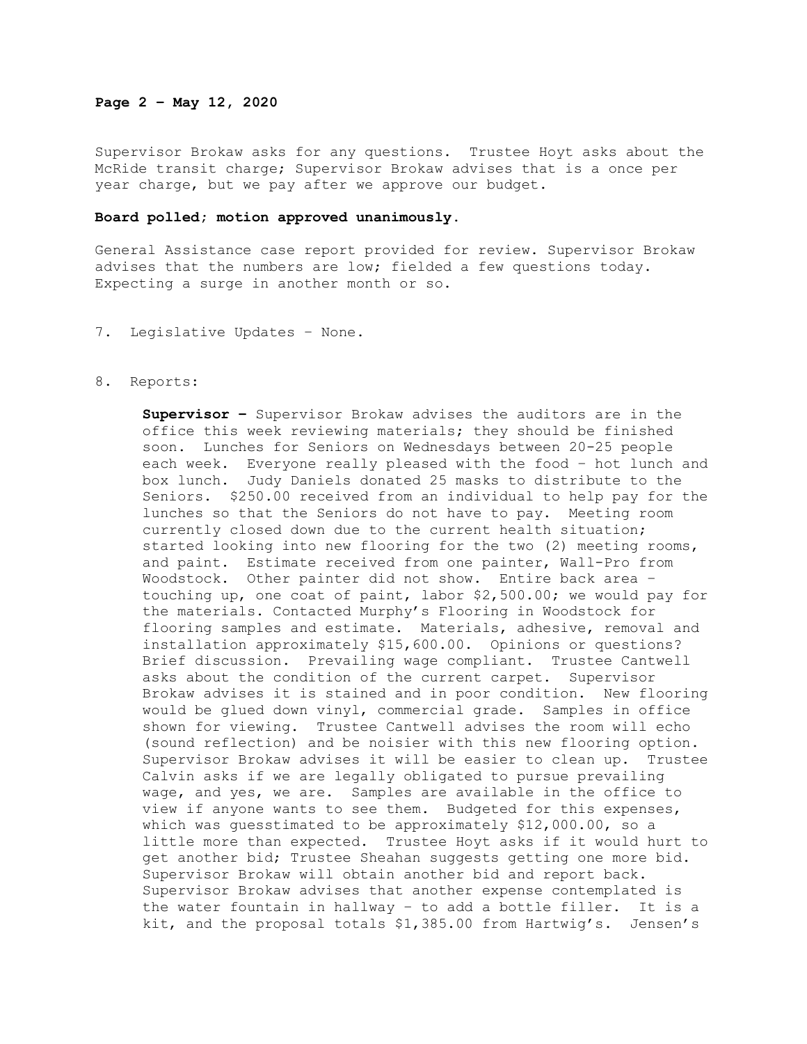Supervisor Brokaw asks for any questions. Trustee Hoyt asks about the McRide transit charge; Supervisor Brokaw advises that is a once per year charge, but we pay after we approve our budget.

**Board polled; motion approved unanimously.**

General Assistance case report provided for review. Supervisor Brokaw advises that the numbers are low; fielded a few questions today. Expecting a surge in another month or so.

7. Legislative Updates – None.

8. Reports:

   **Supervisor –** Supervisor Brokaw advises the auditors are in the office this week reviewing materials; they should be finished soon. Lunches for Seniors on Wednesdays between 20-25 people each week. Everyone really pleased with the food – hot lunch and box lunch. Judy Daniels donated 25 masks to distribute to the Seniors. $250.00 received from an individual to help pay for the lunches so that the Seniors do not have to pay. Meeting room currently closed down due to the current health situation; started looking into new flooring for the two (2) meeting rooms, and paint. Estimate received from one painter, Wall-Pro from Woodstock. Other painter did not show. Entire back area – touching up, one coat of paint, labor $2,500.00; we would pay for the materials. Contacted Murphy's Flooring in Woodstock for flooring samples and estimate. Materials, adhesive, removal and installation approximately $15,600.00. Opinions or questions? Brief discussion. Prevailing wage compliant. Trustee Cantwell asks about the condition of the current carpet. Supervisor Brokaw advises it is stained and in poor condition. New flooring would be glued down vinyl, commercial grade. Samples in office shown for viewing. Trustee Cantwell advises the room will echo (sound reflection) and be noisier with this new flooring option. Supervisor Brokaw advises it will be easier to clean up. Trustee Calvin asks if we are legally obligated to pursue prevailing wage, and yes, we are. Samples are available in the office to view if anyone wants to see them. Budgeted for this expenses, which was guesstimated to be approximately $12,000.00, so a little more than expected. Trustee Hoyt asks if it would hurt to get another bid; Trustee Sheahan suggests getting one more bid. Supervisor Brokaw will obtain another bid and report back. Supervisor Brokaw advises that another expense contemplated is the water fountain in hallway – to add a bottle filler. It is a kit, and the proposal totals $1,385.00 from Hartwig's. Jensen's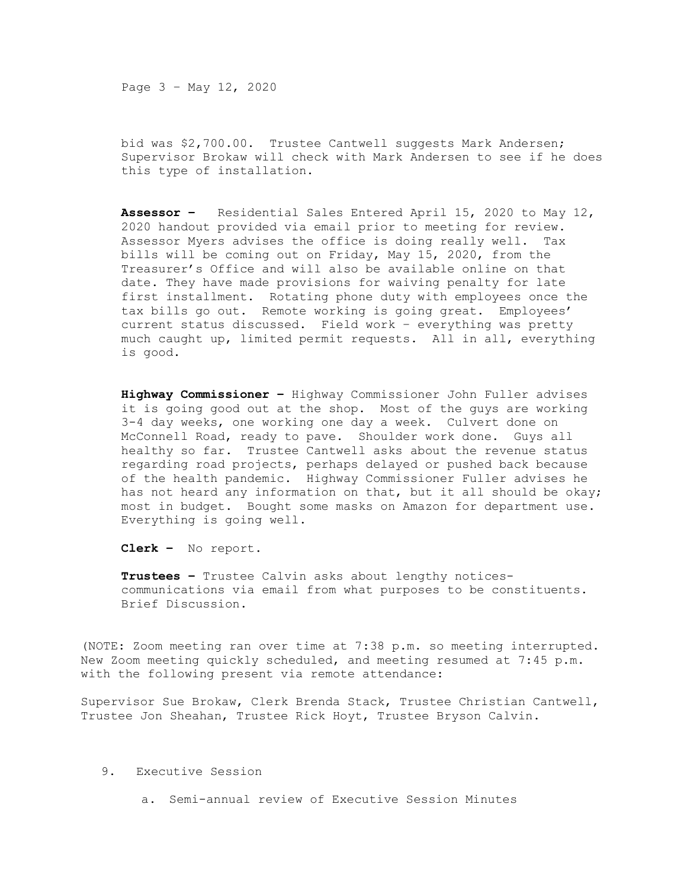bid was $2,700.00. Trustee Cantwell suggests Mark Andersen; Supervisor Brokaw will check with Mark Andersen to see if he does this type of installation.

**Assessor –** Residential Sales Entered April 15, 2020 to May 12, 2020 handout provided via email prior to meeting for review. Assessor Myers advises the office is doing really well. Tax bills will be coming out on Friday, May 15, 2020, from the Treasurer's Office and will also be available online on that date. They have made provisions for waiving penalty for late first installment. Rotating phone duty with employees once the tax bills go out. Remote working is going great. Employees' current status discussed. Field work – everything was pretty much caught up, limited permit requests. All in all, everything is good.

**Highway Commissioner –** Highway Commissioner John Fuller advises it is going good out at the shop. Most of the guys are working 3-4 day weeks, one working one day a week. Culvert done on McConnell Road, ready to pave. Shoulder work done. Guys all healthy so far. Trustee Cantwell asks about the revenue status regarding road projects, perhaps delayed or pushed back because of the health pandemic. Highway Commissioner Fuller advises he has not heard any information on that, but it all should be okay; most in budget. Bought some masks on Amazon for department use. Everything is going well.

**Clerk –** No report.

**Trustees –** Trustee Calvin asks about lengthy notices-communications via email from what purposes to be constituents. Brief Discussion.

(NOTE: Zoom meeting ran over time at 7:38 p.m. so meeting interrupted. New Zoom meeting quickly scheduled, and meeting resumed at 7:45 p.m. with the following present via remote attendance:

Supervisor Sue Brokaw, Clerk Brenda Stack, Trustee Christian Cantwell, Trustee Jon Sheahan, Trustee Rick Hoyt, Trustee Bryson Calvin.

9. Executive Session

   a. Semi-annual review of Executive Session Minutes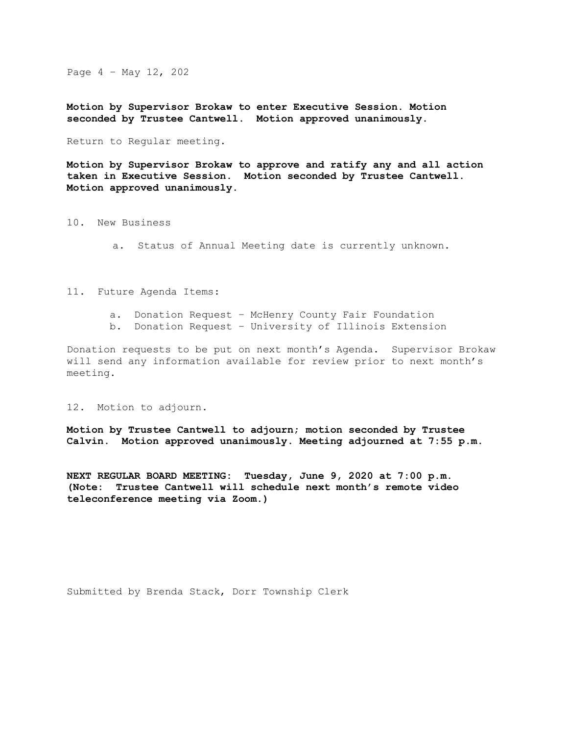**Motion by Supervisor Brokaw to enter Executive Session. Motion seconded by Trustee Cantwell. Motion approved unanimously.**

Return to Regular meeting.

**Motion by Supervisor Brokaw to approve and ratify any and all action taken in Executive Session. Motion seconded by Trustee Cantwell. Motion approved unanimously.**

10. New Business

    a. Status of Annual Meeting date is currently unknown.

11. Future Agenda Items:

    a. Donation Request – McHenry County Fair Foundation
    b. Donation Request – University of Illinois Extension

Donation requests to be put on next month's Agenda. Supervisor Brokaw will send any information available for review prior to next month's meeting.

12. Motion to adjourn.

**Motion by Trustee Cantwell to adjourn; motion seconded by Trustee Calvin. Motion approved unanimously. Meeting adjourned at 7:55 p.m.**

**NEXT REGULAR BOARD MEETING: Tuesday, June 9, 2020 at 7:00 p.m. (Note: Trustee Cantwell will schedule next month's remote video teleconference meeting via Zoom.)**

Submitted by Brenda Stack, Dorr Township Clerk